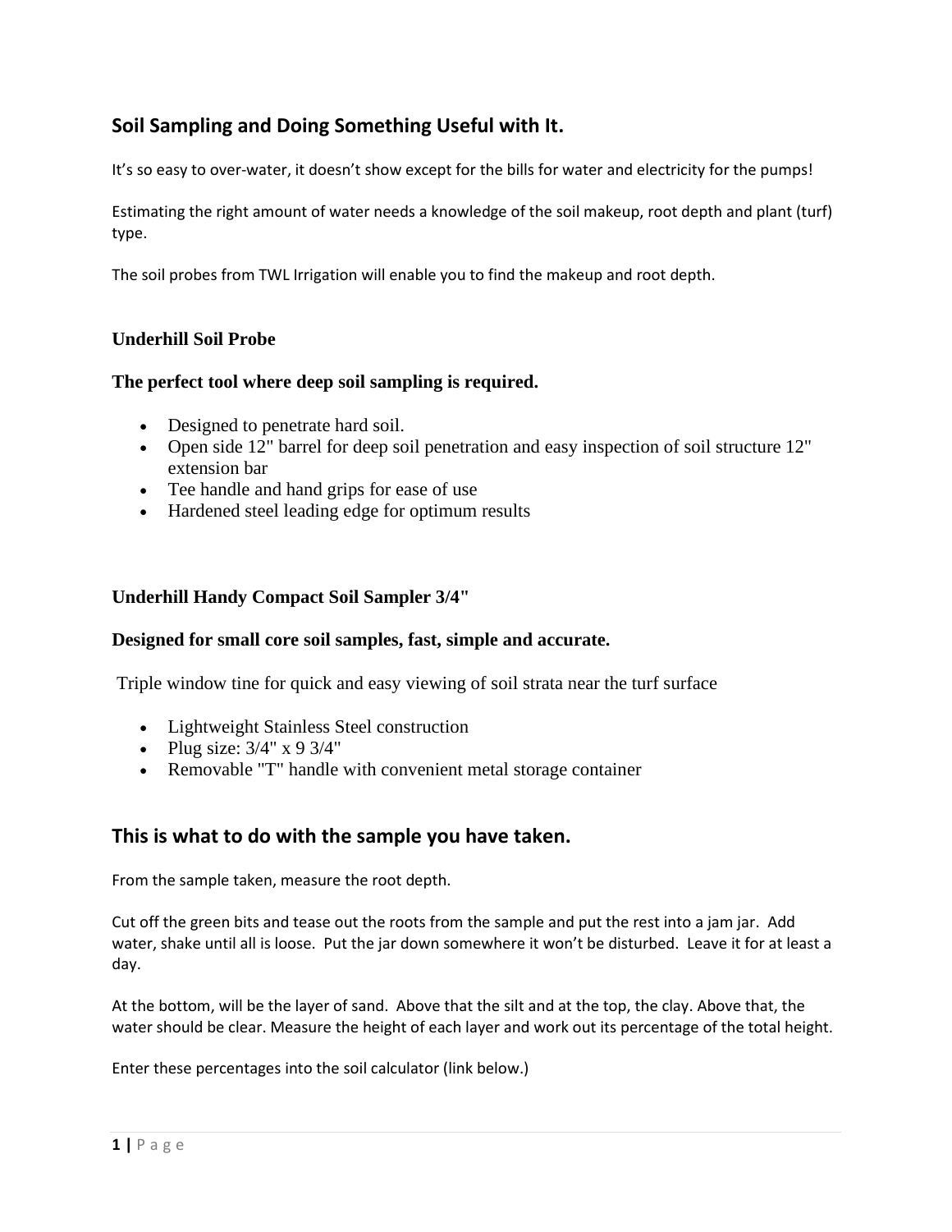## Soil Sampling and Doing Something Useful with It.

It's so easy to over-water, it doesn't show except for the bills for water and electricity for the pumps!

Estimating the right amount of water needs a knowledge of the soil makeup, root depth and plant (turf) type.

The soil probes from TWL Irrigation will enable you to find the makeup and root depth.

### Underhill Soil Probe

### The perfect tool where deep soil sampling is required.

- Designed to penetrate hard soil.
- Open side 12" barrel for deep soil penetration and easy inspection of soil structure 12" extension bar
- Tee handle and hand grips for ease of use
- Hardened steel leading edge for optimum results

### Underhill Handy Compact Soil Sampler 3/4"

### Designed for small core soil samples, fast, simple and accurate.

Triple window tine for quick and easy viewing of soil strata near the turf surface

- Lightweight Stainless Steel construction
- Plug size: 3/4" x 9 3/4"
- Removable "T" handle with convenient metal storage container

## This is what to do with the sample you have taken.

From the sample taken, measure the root depth.

Cut off the green bits and tease out the roots from the sample and put the rest into a jam jar. Add water, shake until all is loose. Put the jar down somewhere it won't be disturbed. Leave it for at least a day.

At the bottom, will be the layer of sand. Above that the silt and at the top, the clay. Above that, the water should be clear. Measure the height of each layer and work out its percentage of the total height.

Enter these percentages into the soil calculator (link below.)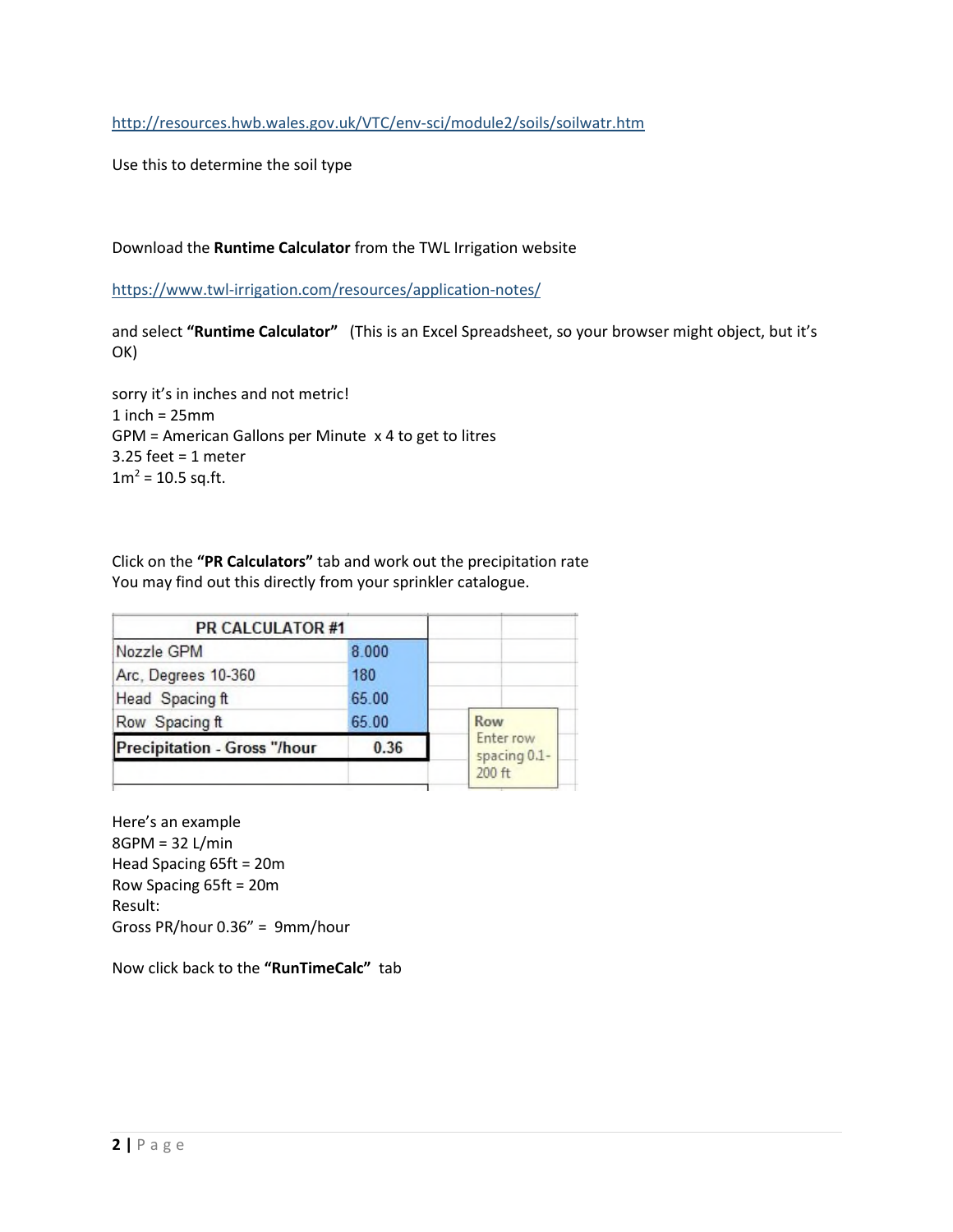http://resources.hwb.wales.gov.uk/VTC/env-sci/module2/soils/soilwatr.htm

Use this to determine the soil type

Download the **Runtime Calculator** from the TWL Irrigation website

https://www.twl-irrigation.com/resources/application-notes/

and select **"Runtime Calculator"** (This is an Excel Spreadsheet, so your browser might object, but it's OK)

sorry it's in inches and not metric!
1 inch = 25mm
GPM = American Gallons per Minute x 4 to get to litres
3.25 feet = 1 meter
1m$^2$ = 10.5 sq.ft.

Click on the **"PR Calculators"** tab and work out the precipitation rate
You may find out this directly from your sprinkler catalogue.

| PR CALCULATOR #1 | |
|---|---|
| Nozzle GPM | 8.000 |
| Arc, Degrees 10-360 | 180 |
| Head Spacing ft | 65.00 |
| Row Spacing ft | 65.00 |
| **Precipitation - Gross "/hour** | **0.36** |

Row
Enter row spacing 0.1-200 ft

Here's an example
8GPM = 32 L/min
Head Spacing 65ft = 20m
Row Spacing 65ft = 20m
Result:
Gross PR/hour 0.36" = 9mm/hour

Now click back to the **"RunTimeCalc"** tab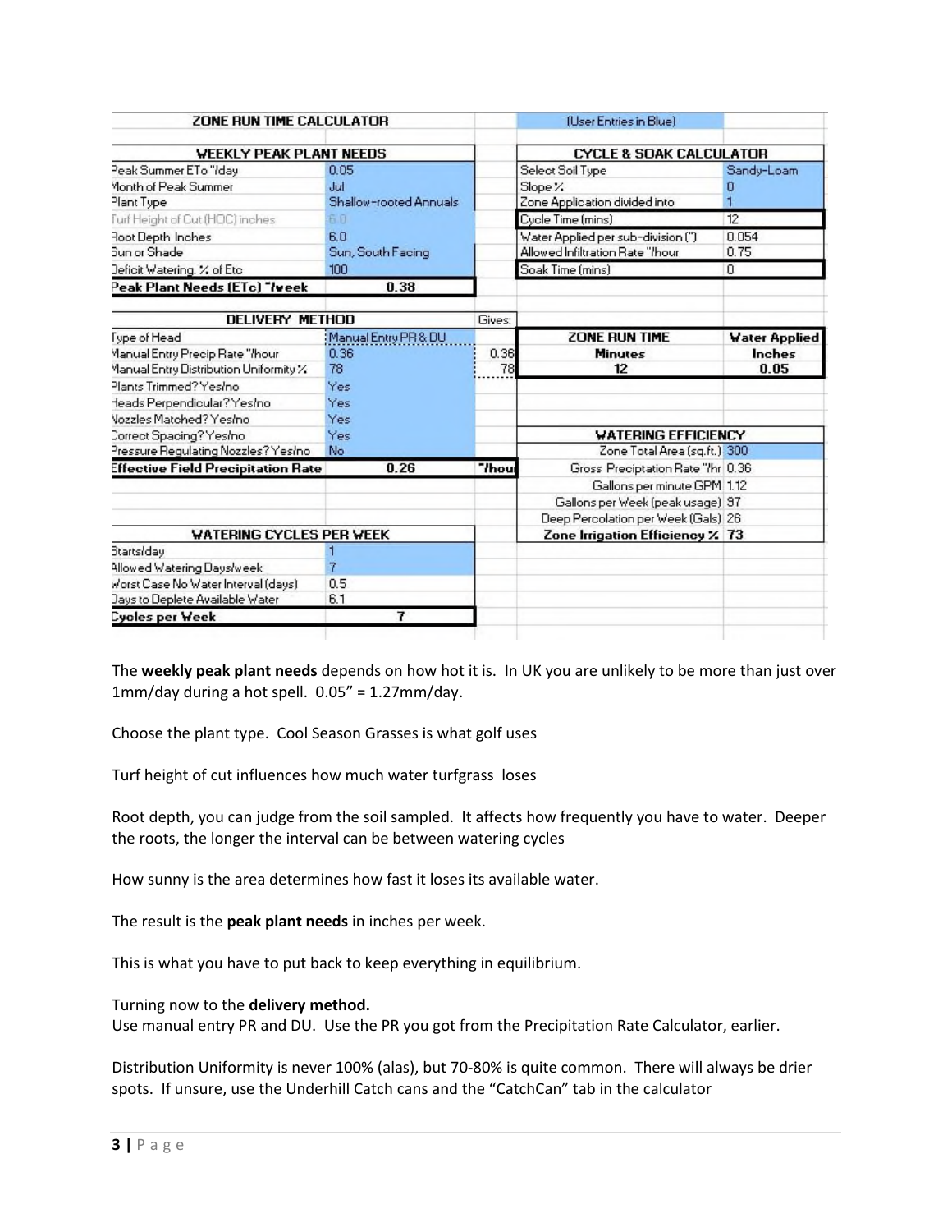| ZONE RUN TIME CALCULATOR | | | (User Entries in Blue) | |
|---|---|---|---|---|
| **WEEKLY PEAK PLANT NEEDS** | | | **CYCLE & SOAK CALCULATOR** | |
| Peak Summer ETo "/day | 0.05 | | Select Soil Type | Sandy-Loam |
| Month of Peak Summer | Jul | | Slope % | 0 |
| Plant Type | Shallow-rooted Annuals | | Zone Application divided into | 1 |
| Turf Height of Cut (HOC) inches | 6.0 | | Cycle Time (mins) | 12 |
| Root Depth Inches | 6.0 | | Water Applied per sub-division (") | 0.054 |
| Sun or Shade | Sun, South Facing | | Allowed Infiltration Rate "/hour | 0.75 |
| Deficit Watering. % of Etc | 100 | | Soak Time (mins) | 0 |
| **Peak Plant Needs (ETc) "/week** | **0.38** | | | |
| **DELIVERY METHOD** | | Gives: | | |
| Type of Head | Manual Entry PR & DU | | **ZONE RUN TIME** | **Water Applied** |
| Manual Entry Precip Rate "/hour | 0.36 | 0.36 | **Minutes** | **Inches** |
| Manual Entry Distribution Uniformity % | 78 | 78 | **12** | **0.05** |
| Plants Trimmed? Yes/no | Yes | | | |
| Heads Perpendicular? Yes/no | Yes | | | |
| Nozzles Matched? Yes/no | Yes | | | |
| Correct Spacing? Yes/no | Yes | | **WATERING EFFICIENCY** | |
| Pressure Regulating Nozzles? Yes/no | No | | Zone Total Area (sq.ft.) | 300 |
| **Effective Field Precipitation Rate** | **0.26** | **"/hour** | Gross Preciptation Rate "/hr | 0.36 |
| | | | Gallons per minute GPM | 1.12 |
| | | | Gallons per Week (peak usage) | 97 |
| | | | Deep Percolation per Week (Gals) | 26 |
| **WATERING CYCLES PER WEEK** | | | **Zone Irrigation Efficiency %** | **73** |
| Starts/day | 1 | | | |
| Allowed Watering Days/week | 7 | | | |
| Worst Case No Water Interval (days) | 0.5 | | | |
| Days to Deplete Available Water | 6.1 | | | |
| **Cycles per Week** | **7** | | | |

The **weekly peak plant needs** depends on how hot it is. In UK you are unlikely to be more than just over 1mm/day during a hot spell. 0.05" = 1.27mm/day.

Choose the plant type. Cool Season Grasses is what golf uses

Turf height of cut influences how much water turfgrass loses

Root depth, you can judge from the soil sampled. It affects how frequently you have to water. Deeper the roots, the longer the interval can be between watering cycles

How sunny is the area determines how fast it loses its available water.

The result is the **peak plant needs** in inches per week.

This is what you have to put back to keep everything in equilibrium.

Turning now to the **delivery method.**
Use manual entry PR and DU. Use the PR you got from the Precipitation Rate Calculator, earlier.

Distribution Uniformity is never 100% (alas), but 70-80% is quite common. There will always be drier spots. If unsure, use the Underhill Catch cans and the "CatchCan" tab in the calculator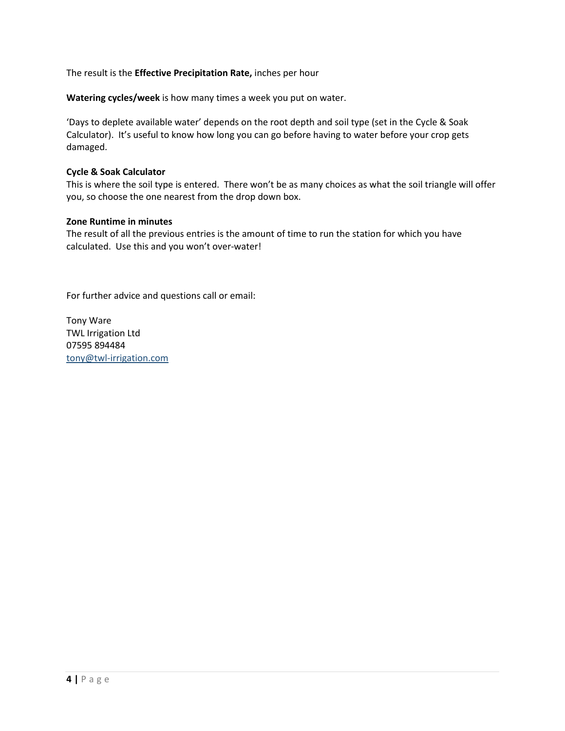The result is the **Effective Precipitation Rate,** inches per hour

**Watering cycles/week** is how many times a week you put on water.

'Days to deplete available water' depends on the root depth and soil type (set in the Cycle & Soak Calculator). It's useful to know how long you can go before having to water before your crop gets damaged.

**Cycle & Soak Calculator**
This is where the soil type is entered. There won't be as many choices as what the soil triangle will offer you, so choose the one nearest from the drop down box.

**Zone Runtime in minutes**
The result of all the previous entries is the amount of time to run the station for which you have calculated. Use this and you won't over-water!

For further advice and questions call or email:

Tony Ware
TWL Irrigation Ltd
07595 894484
tony@twl-irrigation.com